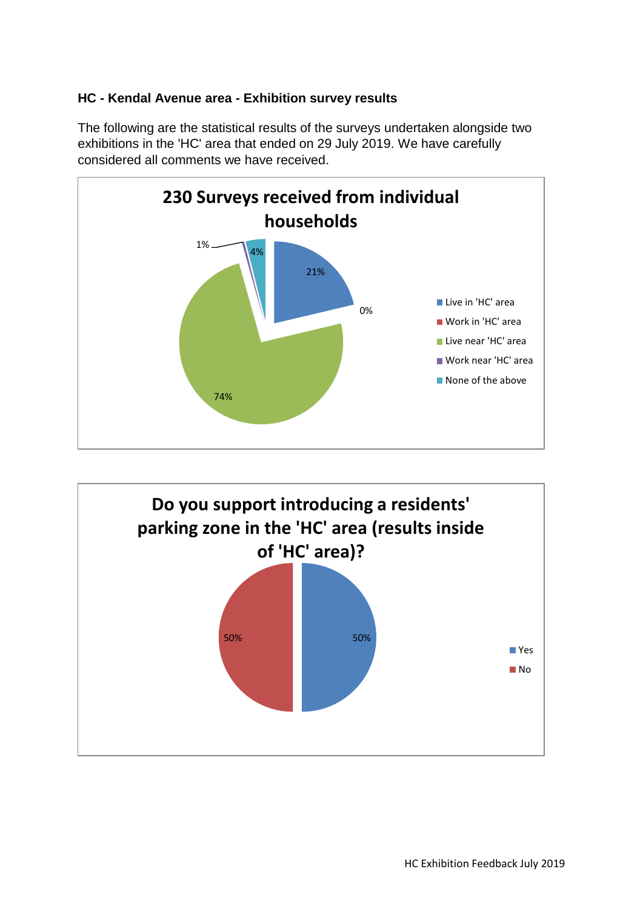**HC - Kendal Avenue area - Exhibition survey results**

The following are the statistical results of the surveys undertaken alongside two exhibitions in the 'HC' area that ended on 29 July 2019. We have carefully considered all comments we have received.

230 Surveys received from individual households

21%
0%
74%
1%
4%

Live in 'HC' area
Work in 'HC' area
Live near 'HC' area
Work near 'HC' area
None of the above

Do you support introducing a residents' parking zone in the 'HC' area (results inside of 'HC' area)?

50%
50%

Yes
No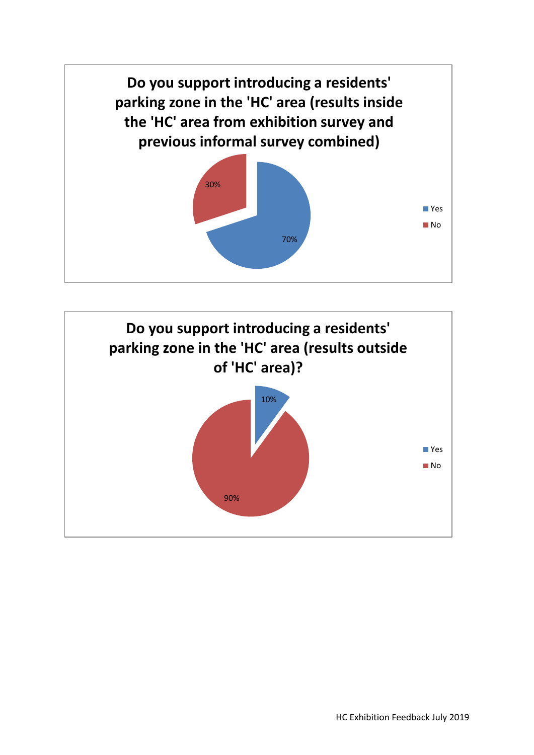**Do you support introducing a residents' parking zone in the 'HC' area (results inside the 'HC' area from exhibition survey and previous informal survey combined)**

| Response | Percentage |
|---|---|
| Yes | 70% |
| No | 30% |

**Do you support introducing a residents' parking zone in the 'HC' area (results outside of 'HC' area)?**

| Response | Percentage |
|---|---|
| Yes | 10% |
| No | 90% |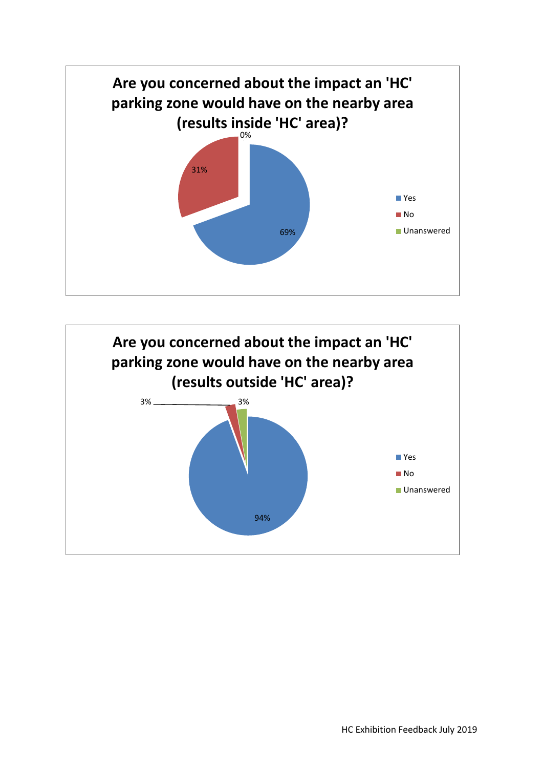## Are you concerned about the impact an 'HC' parking zone would have on the nearby area (results inside 'HC' area)?

0%

31%

69%

Yes

No

Unanswered

## Are you concerned about the impact an 'HC' parking zone would have on the nearby area (results outside 'HC' area)?

3%

3%

94%

Yes

No

Unanswered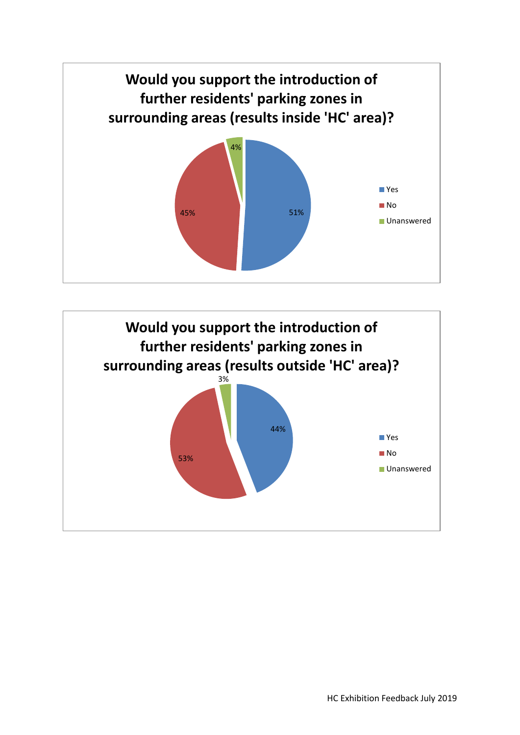**Would you support the introduction of further residents' parking zones in surrounding areas (results inside 'HC' area)?**

4%

45%

51%

Yes

No

Unanswered

**Would you support the introduction of further residents' parking zones in surrounding areas (results outside 'HC' area)?**

3%

44%

53%

Yes

No

Unanswered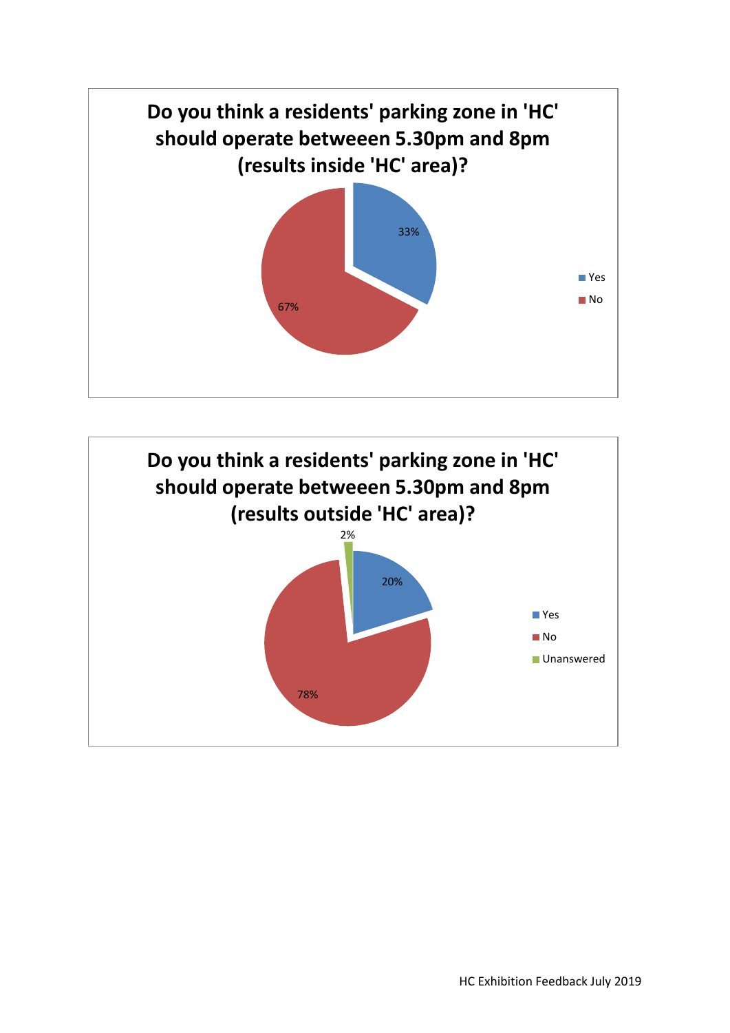**Do you think a residents' parking zone in 'HC' should operate betweeen 5.30pm and 8pm (results inside 'HC' area)?**

33%

67%

Yes

No

**Do you think a residents' parking zone in 'HC' should operate betweeen 5.30pm and 8pm (results outside 'HC' area)?**

2%

20%

78%

Yes

No

Unanswered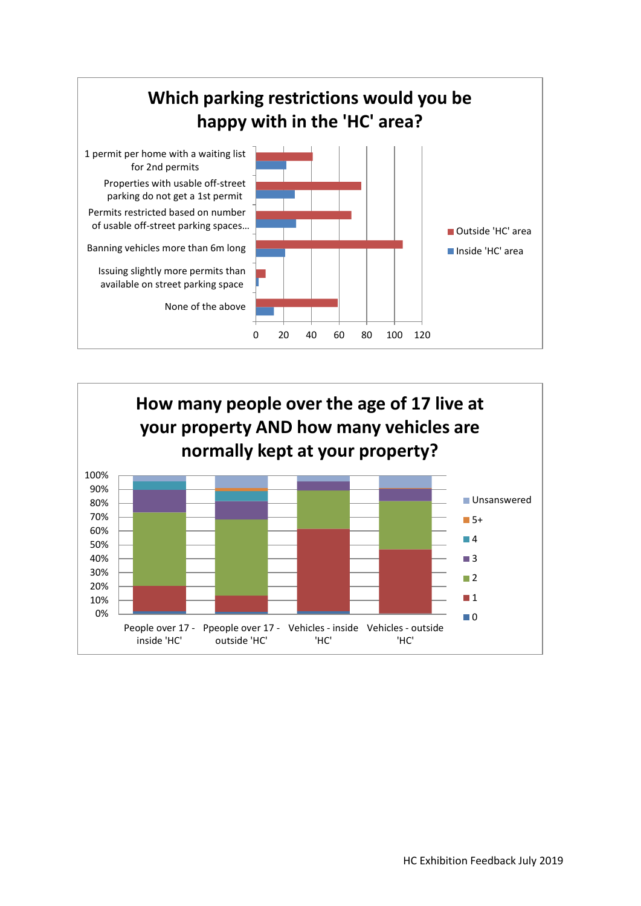## Which parking restrictions would you be happy with in the 'HC' area?

1 permit per home with a waiting list for 2nd permits

Properties with usable off-street parking do not get a 1st permit

Permits restricted based on number of usable off-street parking spaces...

Banning vehicles more than 6m long

Issuing slightly more permits than available on street parking space

None of the above

0 20 40 60 80 100 120

Outside 'HC' area

Inside 'HC' area

## How many people over the age of 17 live at your property AND how many vehicles are normally kept at your property?

100%
90%
80%
70%
60%
50%
40%
30%
20%
10%
0%

People over 17 - inside 'HC'

Ppeople over 17 - outside 'HC'

Vehicles - inside 'HC'

Vehicles - outside 'HC'

Unsanswered

5+

4

3

2

1

0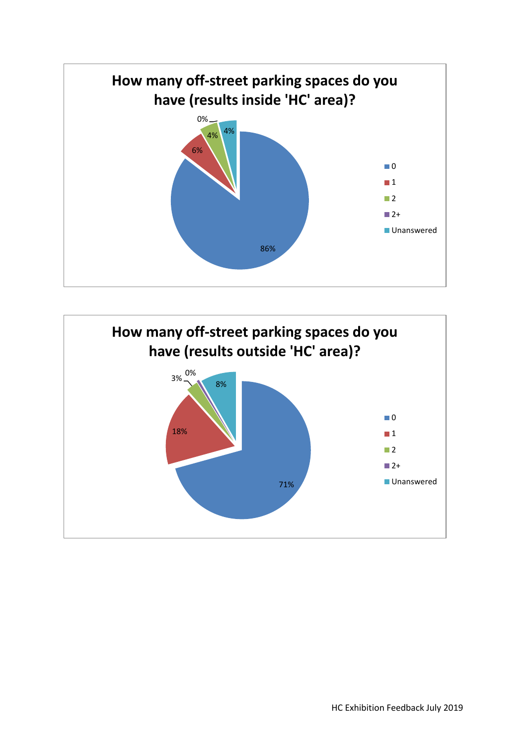## How many off-street parking spaces do you have (results inside 'HC' area)?

| Response | Percentage |
|---|---|
| 0 | 86% |
| 1 | 6% |
| 2 | 4% |
| 2+ | 0% |
| Unanswered | 4% |

## How many off-street parking spaces do you have (results outside 'HC' area)?

| Response | Percentage |
|---|---|
| 0 | 71% |
| 1 | 18% |
| 2 | 3% |
| 2+ | 0% |
| Unanswered | 8% |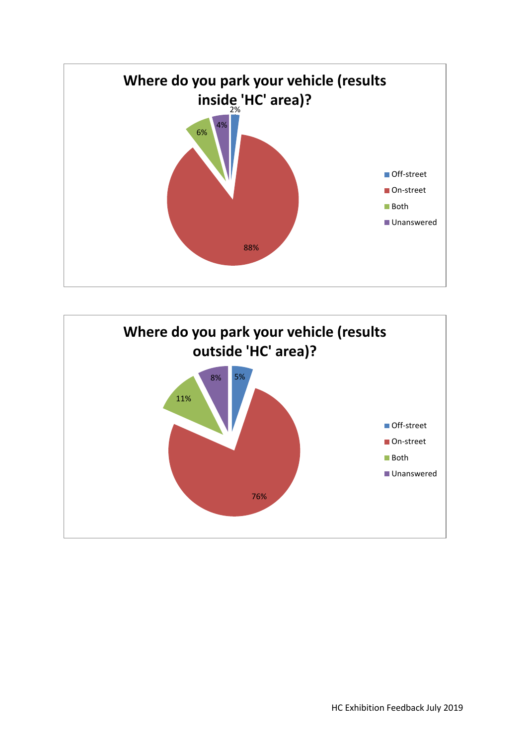## Where do you park your vehicle (results inside 'HC' area)?

2%

4%

6%

88%

Off-street

On-street

Both

Unanswered

## Where do you park your vehicle (results outside 'HC' area)?

8%

5%

11%

76%

Off-street

On-street

Both

Unanswered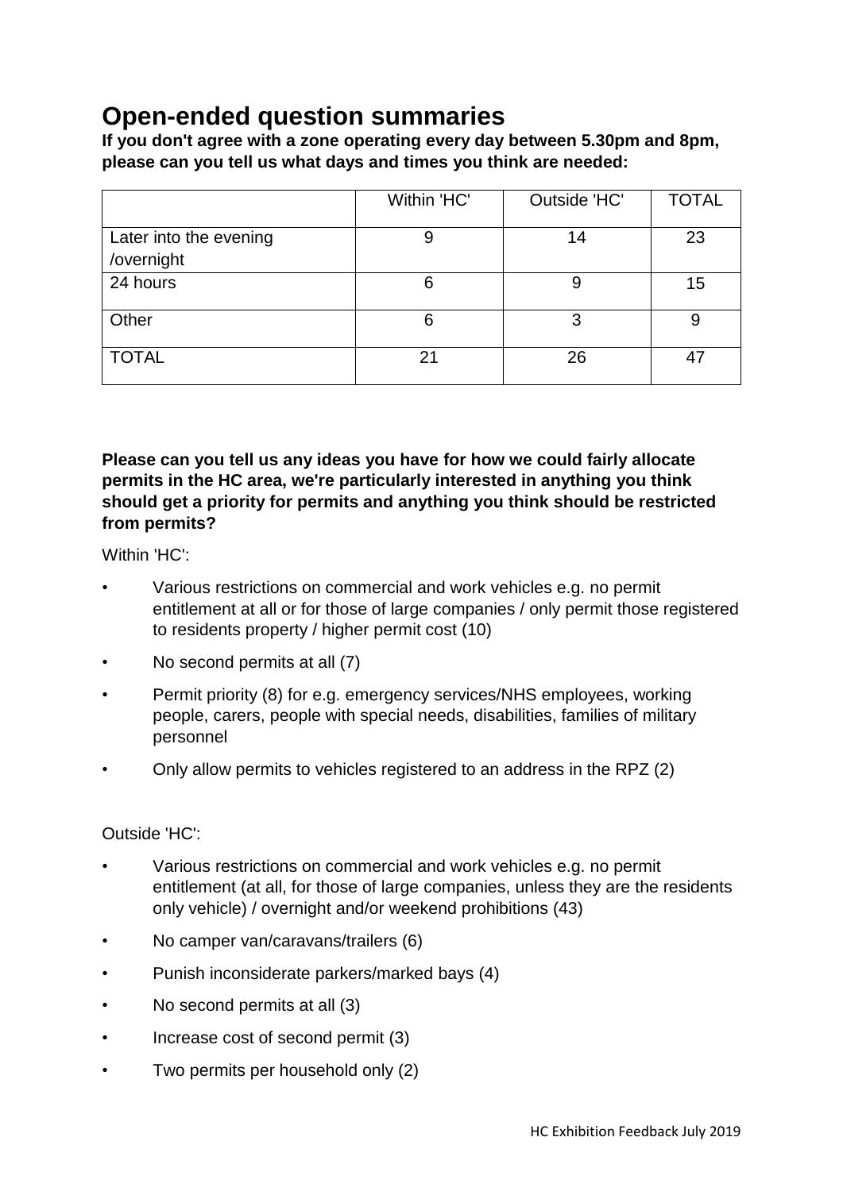# Open-ended question summaries

**If you don't agree with a zone operating every day between 5.30pm and 8pm, please can you tell us what days and times you think are needed:**

| | Within 'HC' | Outside 'HC' | TOTAL |
|---|---|---|---|
| Later into the evening /overnight | 9 | 14 | 23 |
| 24 hours | 6 | 9 | 15 |
| Other | 6 | 3 | 9 |
| TOTAL | 21 | 26 | 47 |

**Please can you tell us any ideas you have for how we could fairly allocate permits in the HC area, we're particularly interested in anything you think should get a priority for permits and anything you think should be restricted from permits?**

Within 'HC':

- Various restrictions on commercial and work vehicles e.g. no permit entitlement at all or for those of large companies / only permit those registered to residents property / higher permit cost (10)
- No second permits at all (7)
- Permit priority (8) for e.g. emergency services/NHS employees, working people, carers, people with special needs, disabilities, families of military personnel
- Only allow permits to vehicles registered to an address in the RPZ (2)

Outside 'HC':

- Various restrictions on commercial and work vehicles e.g. no permit entitlement (at all, for those of large companies, unless they are the residents only vehicle) / overnight and/or weekend prohibitions (43)
- No camper van/caravans/trailers (6)
- Punish inconsiderate parkers/marked bays (4)
- No second permits at all (3)
- Increase cost of second permit (3)
- Two permits per household only (2)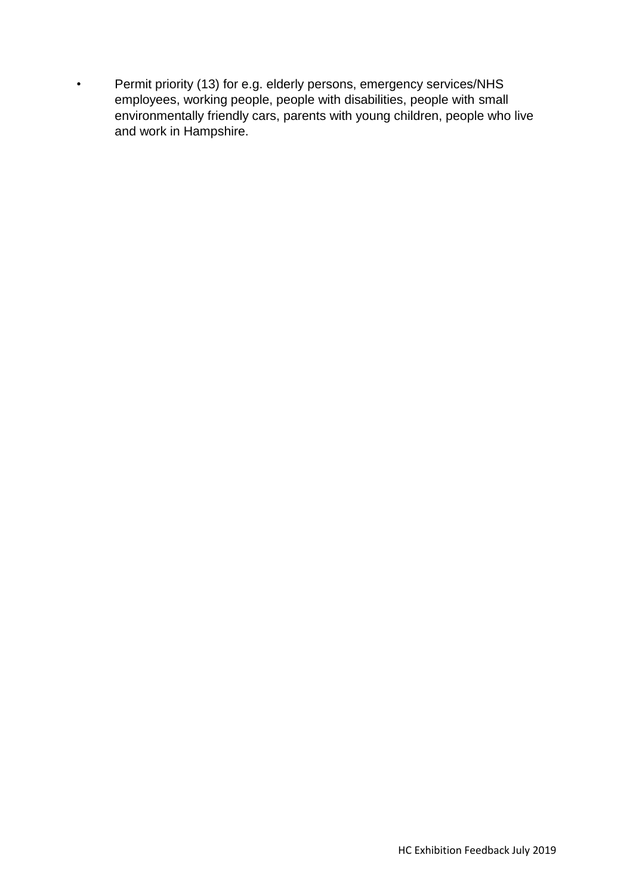- Permit priority (13) for e.g. elderly persons, emergency services/NHS employees, working people, people with disabilities, people with small environmentally friendly cars, parents with young children, people who live and work in Hampshire.